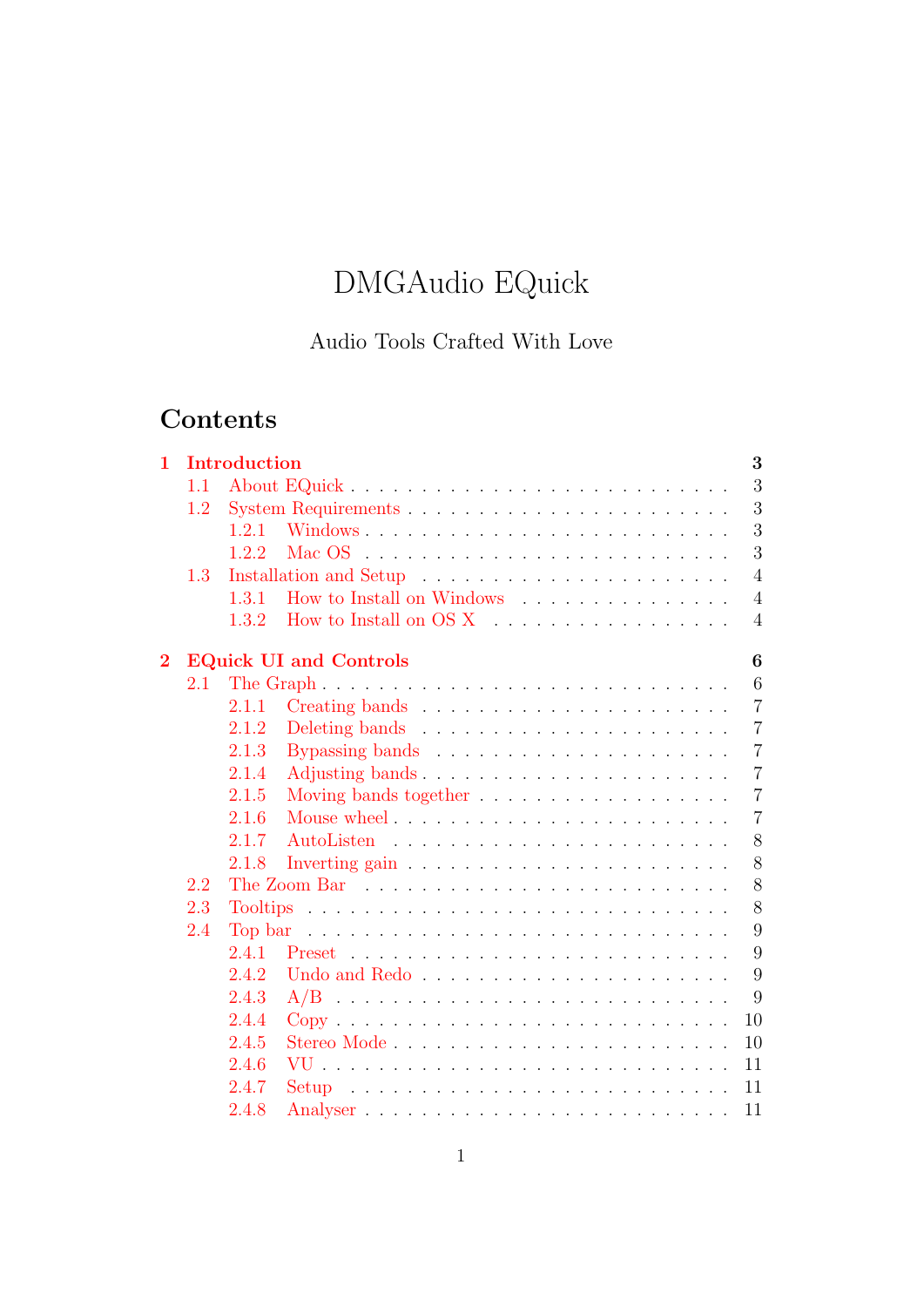# DMGAudio EQuick

Audio Tools Crafted With Love

## Contents

- **1 Introduction** — 3
  - 1.1 About EQuick — 3
  - 1.2 System Requirements — 3
    - 1.2.1 Windows — 3
    - 1.2.2 Mac OS — 3
  - 1.3 Installation and Setup — 4
    - 1.3.1 How to Install on Windows — 4
    - 1.3.2 How to Install on OS X — 4
- **2 EQuick UI and Controls** — 6
  - 2.1 The Graph — 6
    - 2.1.1 Creating bands — 7
    - 2.1.2 Deleting bands — 7
    - 2.1.3 Bypassing bands — 7
    - 2.1.4 Adjusting bands — 7
    - 2.1.5 Moving bands together — 7
    - 2.1.6 Mouse wheel — 7
    - 2.1.7 AutoListen — 8
    - 2.1.8 Inverting gain — 8
  - 2.2 The Zoom Bar — 8
  - 2.3 Tooltips — 8
  - 2.4 Top bar — 9
    - 2.4.1 Preset — 9
    - 2.4.2 Undo and Redo — 9
    - 2.4.3 A/B — 9
    - 2.4.4 Copy — 10
    - 2.4.5 Stereo Mode — 10
    - 2.4.6 VU — 11
    - 2.4.7 Setup — 11
    - 2.4.8 Analyser — 11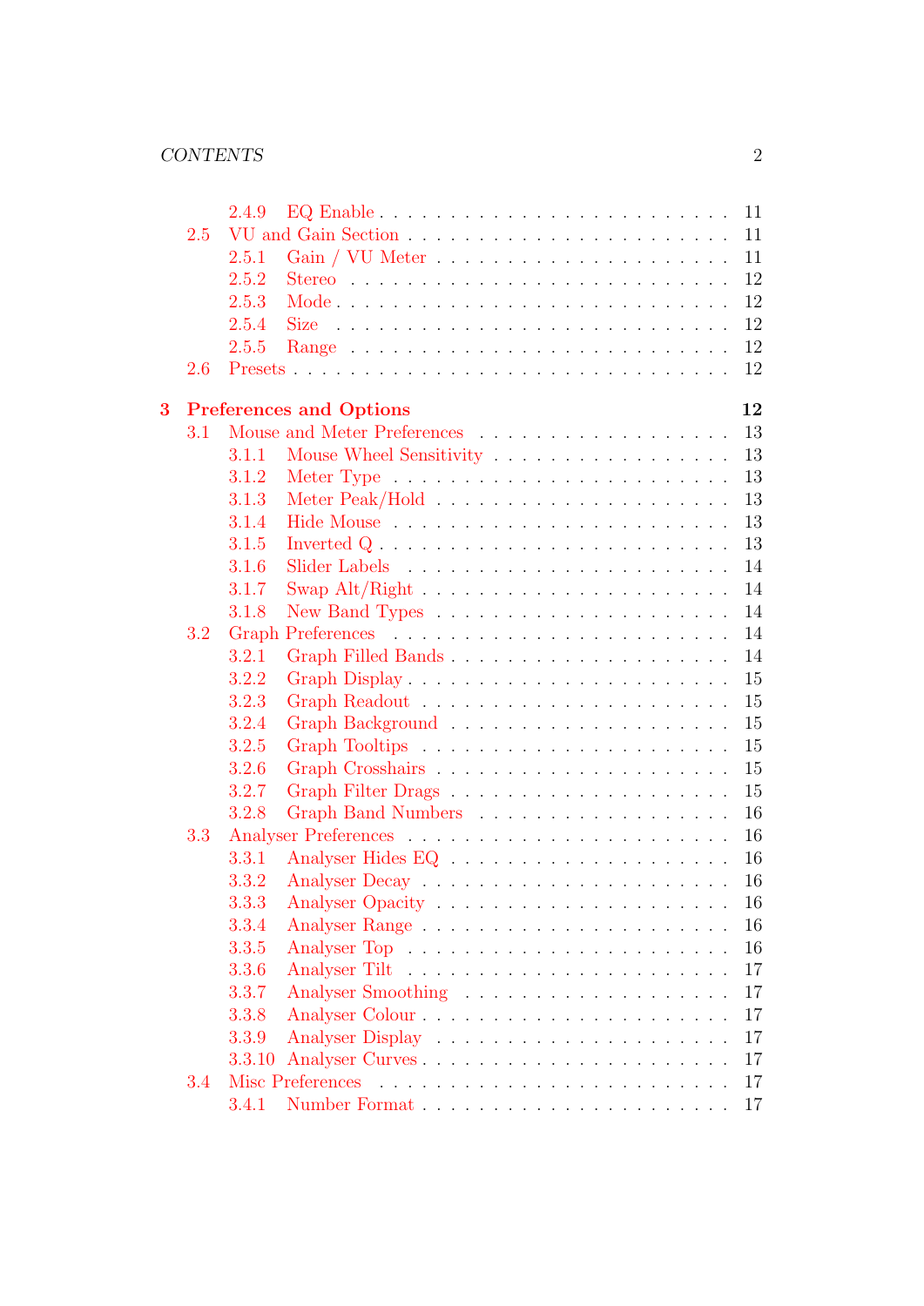- 2.4.9 EQ Enable . . . . . . . . . . . . . . . . . . . . . . . . 11
- 2.5 VU and Gain Section . . . . . . . . . . . . . . . . . . . . . . 11
  - 2.5.1 Gain / VU Meter . . . . . . . . . . . . . . . . . . . . 11
  - 2.5.2 Stereo . . . . . . . . . . . . . . . . . . . . . . . . . 12
  - 2.5.3 Mode . . . . . . . . . . . . . . . . . . . . . . . . . . 12
  - 2.5.4 Size . . . . . . . . . . . . . . . . . . . . . . . . . . 12
  - 2.5.5 Range . . . . . . . . . . . . . . . . . . . . . . . . . 12
- 2.6 Presets . . . . . . . . . . . . . . . . . . . . . . . . . . . . 12

**3 Preferences and Options** **12**

- 3.1 Mouse and Meter Preferences . . . . . . . . . . . . . . . . . . 13
  - 3.1.1 Mouse Wheel Sensitivity . . . . . . . . . . . . . . . . . 13
  - 3.1.2 Meter Type . . . . . . . . . . . . . . . . . . . . . . . 13
  - 3.1.3 Meter Peak/Hold . . . . . . . . . . . . . . . . . . . . 13
  - 3.1.4 Hide Mouse . . . . . . . . . . . . . . . . . . . . . . . 13
  - 3.1.5 Inverted Q . . . . . . . . . . . . . . . . . . . . . . . 13
  - 3.1.6 Slider Labels . . . . . . . . . . . . . . . . . . . . . . 14
  - 3.1.7 Swap Alt/Right . . . . . . . . . . . . . . . . . . . . . 14
  - 3.1.8 New Band Types . . . . . . . . . . . . . . . . . . . . . 14
- 3.2 Graph Preferences . . . . . . . . . . . . . . . . . . . . . . . 14
  - 3.2.1 Graph Filled Bands . . . . . . . . . . . . . . . . . . . 14
  - 3.2.2 Graph Display . . . . . . . . . . . . . . . . . . . . . . 15
  - 3.2.3 Graph Readout . . . . . . . . . . . . . . . . . . . . . . 15
  - 3.2.4 Graph Background . . . . . . . . . . . . . . . . . . . . 15
  - 3.2.5 Graph Tooltips . . . . . . . . . . . . . . . . . . . . . 15
  - 3.2.6 Graph Crosshairs . . . . . . . . . . . . . . . . . . . . 15
  - 3.2.7 Graph Filter Drags . . . . . . . . . . . . . . . . . . . 15
  - 3.2.8 Graph Band Numbers . . . . . . . . . . . . . . . . . . . 16
- 3.3 Analyser Preferences . . . . . . . . . . . . . . . . . . . . . . 16
  - 3.3.1 Analyser Hides EQ . . . . . . . . . . . . . . . . . . . 16
  - 3.3.2 Analyser Decay . . . . . . . . . . . . . . . . . . . . . 16
  - 3.3.3 Analyser Opacity . . . . . . . . . . . . . . . . . . . . 16
  - 3.3.4 Analyser Range . . . . . . . . . . . . . . . . . . . . . 16
  - 3.3.5 Analyser Top . . . . . . . . . . . . . . . . . . . . . . 16
  - 3.3.6 Analyser Tilt . . . . . . . . . . . . . . . . . . . . . 17
  - 3.3.7 Analyser Smoothing . . . . . . . . . . . . . . . . . . . 17
  - 3.3.8 Analyser Colour . . . . . . . . . . . . . . . . . . . . . 17
  - 3.3.9 Analyser Display . . . . . . . . . . . . . . . . . . . . 17
  - 3.3.10 Analyser Curves . . . . . . . . . . . . . . . . . . . . 17
- 3.4 Misc Preferences . . . . . . . . . . . . . . . . . . . . . . . . 17
  - 3.4.1 Number Format . . . . . . . . . . . . . . . . . . . . . . 17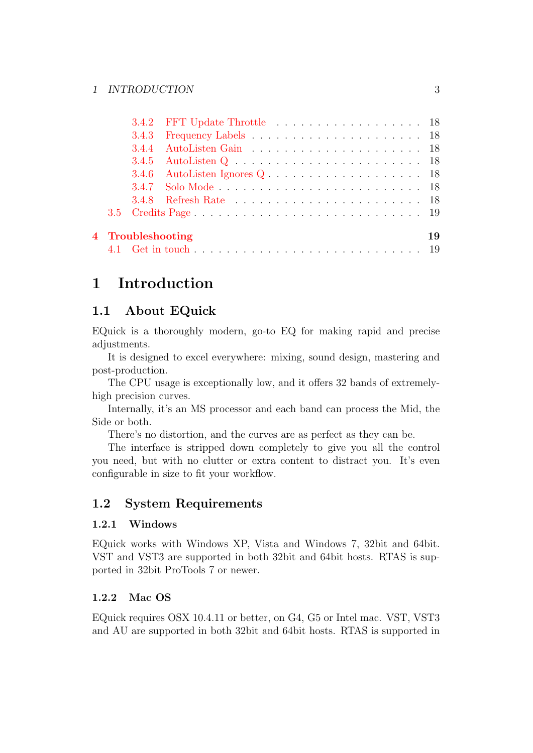- 3.4.2 FFT Update Throttle . . . . . . . . . . . . . . . . . . 18
- 3.4.3 Frequency Labels . . . . . . . . . . . . . . . . . . . . 18
- 3.4.4 AutoListen Gain . . . . . . . . . . . . . . . . . . . . 18
- 3.4.5 AutoListen Q . . . . . . . . . . . . . . . . . . . . . 18
- 3.4.6 AutoListen Ignores Q . . . . . . . . . . . . . . . . . 18
- 3.4.7 Solo Mode . . . . . . . . . . . . . . . . . . . . . . . 18
- 3.4.8 Refresh Rate . . . . . . . . . . . . . . . . . . . . . 18
- 3.5 Credits Page . . . . . . . . . . . . . . . . . . . . . . . . . 19

**4 Troubleshooting** **19**

- 4.1 Get in touch . . . . . . . . . . . . . . . . . . . . . . . . . 19

# 1 Introduction

## 1.1 About EQuick

EQuick is a thoroughly modern, go-to EQ for making rapid and precise adjustments.

It is designed to excel everywhere: mixing, sound design, mastering and post-production.

The CPU usage is exceptionally low, and it offers 32 bands of extremely-high precision curves.

Internally, it's an MS processor and each band can process the Mid, the Side or both.

There's no distortion, and the curves are as perfect as they can be.

The interface is stripped down completely to give you all the control you need, but with no clutter or extra content to distract you. It's even configurable in size to fit your workflow.

## 1.2 System Requirements

### 1.2.1 Windows

EQuick works with Windows XP, Vista and Windows 7, 32bit and 64bit. VST and VST3 are supported in both 32bit and 64bit hosts. RTAS is supported in 32bit ProTools 7 or newer.

### 1.2.2 Mac OS

EQuick requires OSX 10.4.11 or better, on G4, G5 or Intel mac. VST, VST3 and AU are supported in both 32bit and 64bit hosts. RTAS is supported in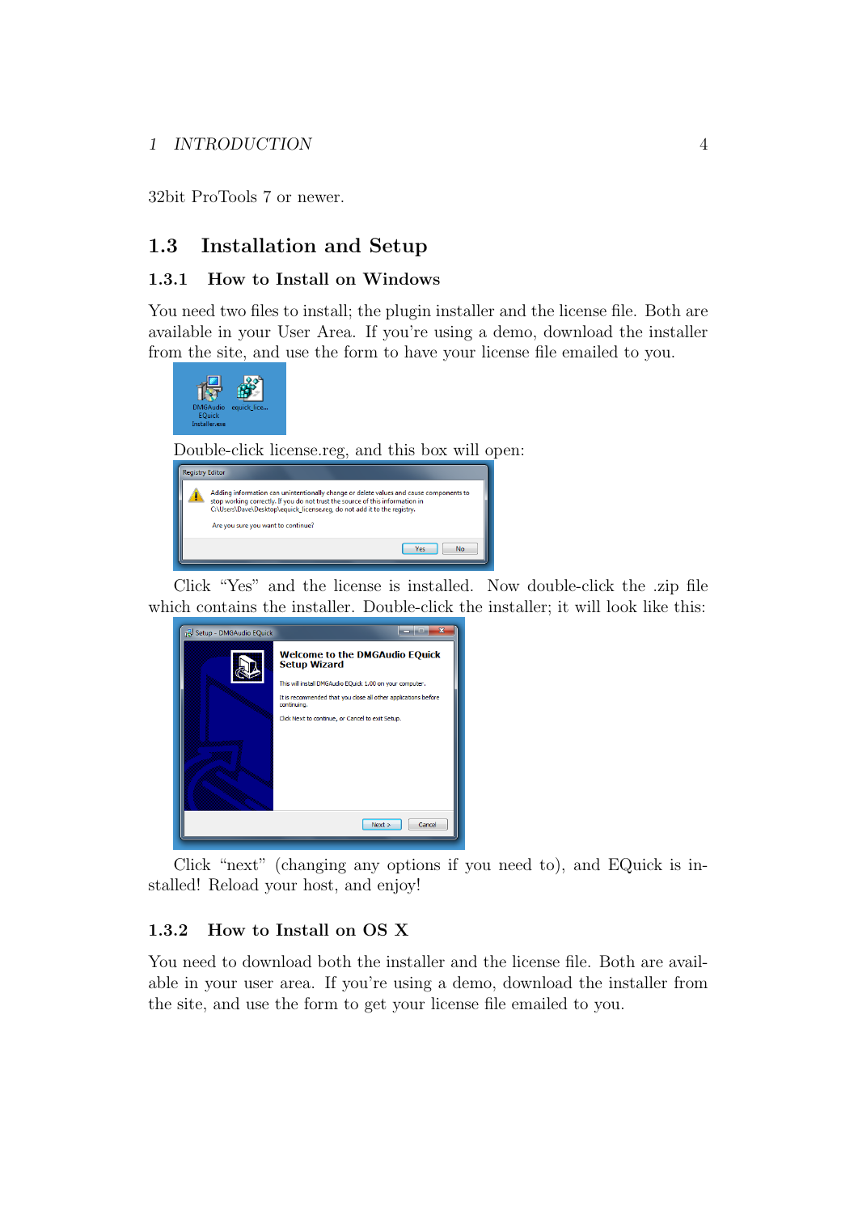32bit ProTools 7 or newer.

## 1.3 Installation and Setup

### 1.3.1 How to Install on Windows

You need two files to install; the plugin installer and the license file. Both are available in your User Area. If you're using a demo, download the installer from the site, and use the form to have your license file emailed to you.

Double-click license.reg, and this box will open:

Click "Yes" and the license is installed. Now double-click the .zip file which contains the installer. Double-click the installer; it will look like this:

Click "next" (changing any options if you need to), and EQuick is installed! Reload your host, and enjoy!

### 1.3.2 How to Install on OS X

You need to download both the installer and the license file. Both are available in your user area. If you're using a demo, download the installer from the site, and use the form to get your license file emailed to you.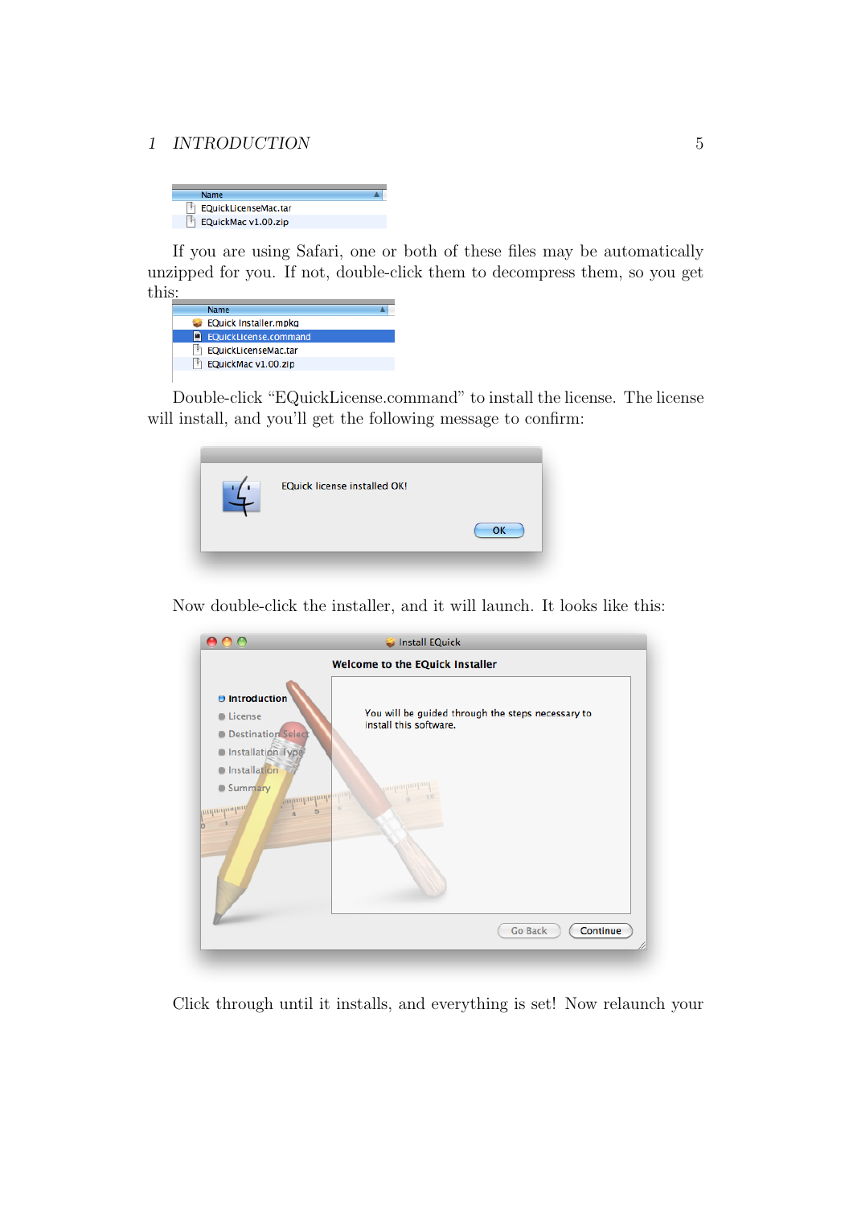If you are using Safari, one or both of these files may be automatically unzipped for you. If not, double-click them to decompress them, so you get this:

Double-click "EQuickLicense.command" to install the license. The license will install, and you'll get the following message to confirm:

Now double-click the installer, and it will launch. It looks like this:

Click through until it installs, and everything is set! Now relaunch your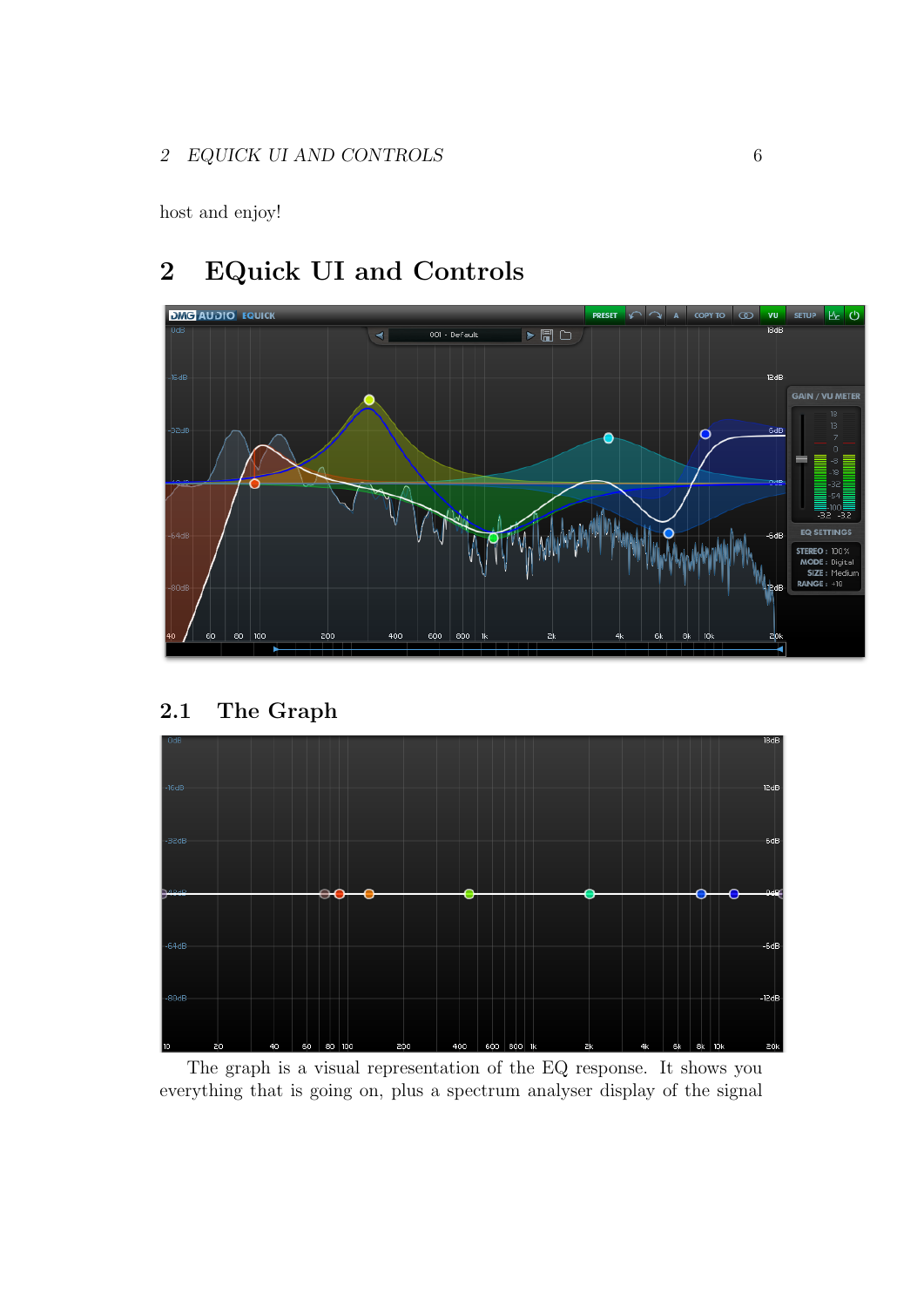host and enjoy!

# 2 EQuick UI and Controls

## 2.1 The Graph

The graph is a visual representation of the EQ response. It shows you everything that is going on, plus a spectrum analyser display of the signal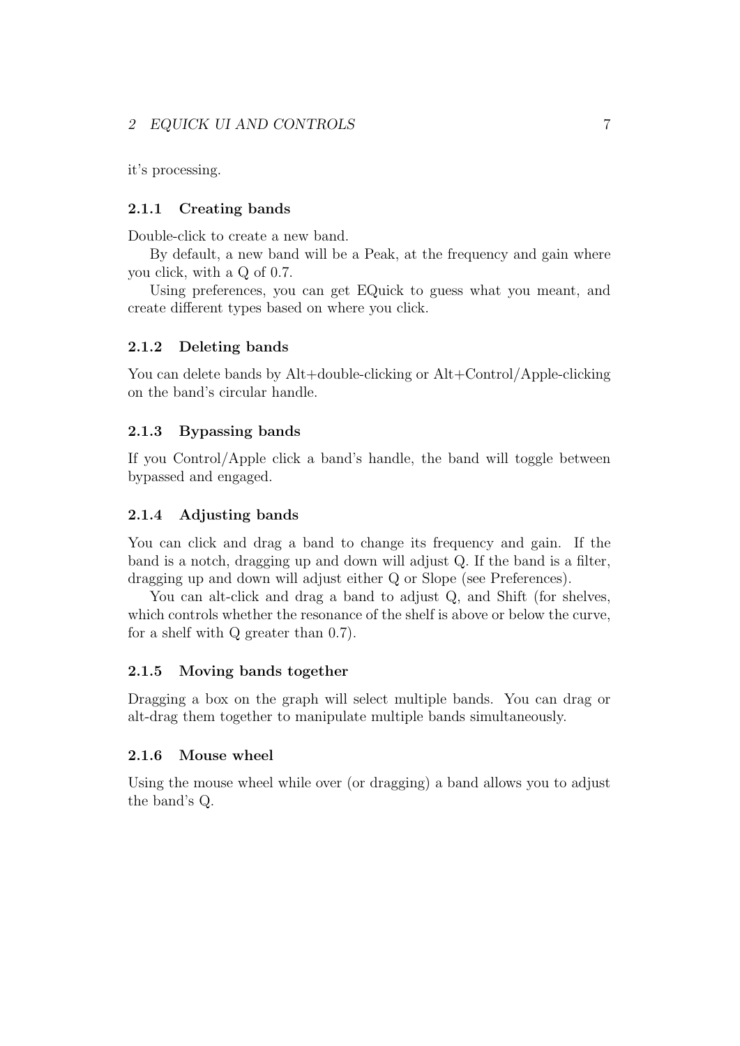it's processing.

### 2.1.1 Creating bands

Double-click to create a new band.

By default, a new band will be a Peak, at the frequency and gain where you click, with a Q of 0.7.

Using preferences, you can get EQuick to guess what you meant, and create different types based on where you click.

### 2.1.2 Deleting bands

You can delete bands by Alt+double-clicking or Alt+Control/Apple-clicking on the band's circular handle.

### 2.1.3 Bypassing bands

If you Control/Apple click a band's handle, the band will toggle between bypassed and engaged.

### 2.1.4 Adjusting bands

You can click and drag a band to change its frequency and gain. If the band is a notch, dragging up and down will adjust Q. If the band is a filter, dragging up and down will adjust either Q or Slope (see Preferences).

You can alt-click and drag a band to adjust Q, and Shift (for shelves, which controls whether the resonance of the shelf is above or below the curve, for a shelf with Q greater than 0.7).

### 2.1.5 Moving bands together

Dragging a box on the graph will select multiple bands. You can drag or alt-drag them together to manipulate multiple bands simultaneously.

### 2.1.6 Mouse wheel

Using the mouse wheel while over (or dragging) a band allows you to adjust the band's Q.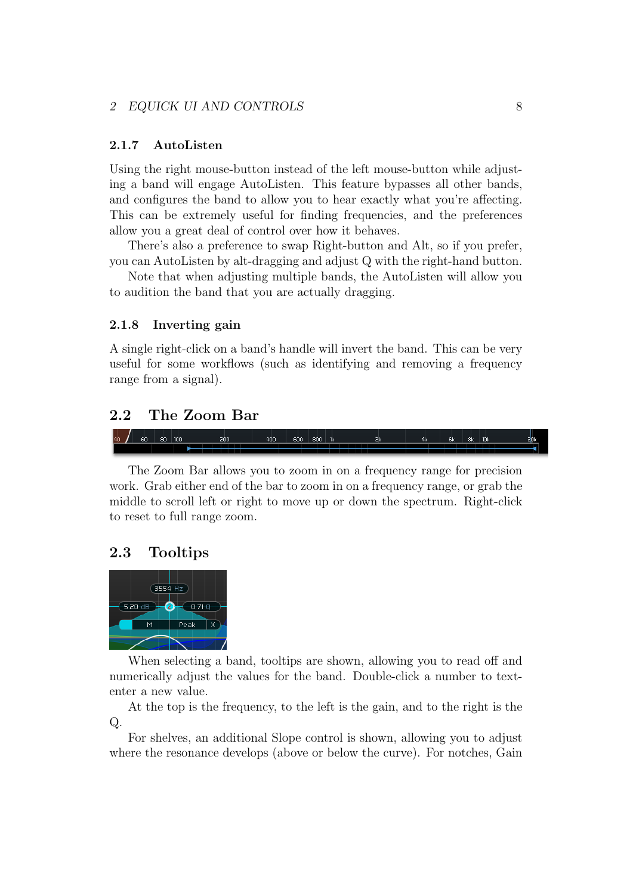#### 2.1.7 AutoListen

Using the right mouse-button instead of the left mouse-button while adjusting a band will engage AutoListen. This feature bypasses all other bands, and configures the band to allow you to hear exactly what you're affecting. This can be extremely useful for finding frequencies, and the preferences allow you a great deal of control over how it behaves.

There's also a preference to swap Right-button and Alt, so if you prefer, you can AutoListen by alt-dragging and adjust Q with the right-hand button.

Note that when adjusting multiple bands, the AutoListen will allow you to audition the band that you are actually dragging.

#### 2.1.8 Inverting gain

A single right-click on a band's handle will invert the band. This can be very useful for some workflows (such as identifying and removing a frequency range from a signal).

## 2.2 The Zoom Bar

The Zoom Bar allows you to zoom in on a frequency range for precision work. Grab either end of the bar to zoom in on a frequency range, or grab the middle to scroll left or right to move up or down the spectrum. Right-click to reset to full range zoom.

## 2.3 Tooltips

When selecting a band, tooltips are shown, allowing you to read off and numerically adjust the values for the band. Double-click a number to text-enter a new value.

At the top is the frequency, to the left is the gain, and to the right is the Q.

For shelves, an additional Slope control is shown, allowing you to adjust where the resonance develops (above or below the curve). For notches, Gain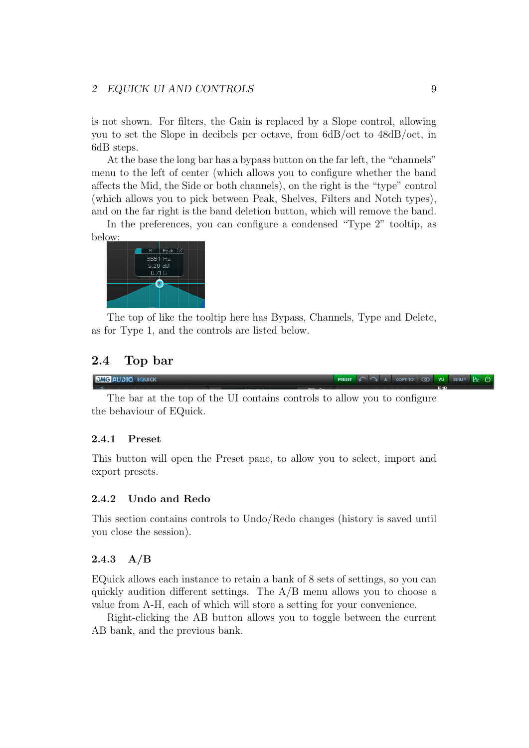is not shown. For filters, the Gain is replaced by a Slope control, allowing you to set the Slope in decibels per octave, from 6dB/oct to 48dB/oct, in 6dB steps.

At the base the long bar has a bypass button on the far left, the "channels" menu to the left of center (which allows you to configure whether the band affects the Mid, the Side or both channels), on the right is the "type" control (which allows you to pick between Peak, Shelves, Filters and Notch types), and on the far right is the band deletion button, which will remove the band.

In the preferences, you can configure a condensed "Type 2" tooltip, as below:

The top of like the tooltip here has Bypass, Channels, Type and Delete, as for Type 1, and the controls are listed below.

## 2.4 Top bar

The bar at the top of the UI contains controls to allow you to configure the behaviour of EQuick.

### 2.4.1 Preset

This button will open the Preset pane, to allow you to select, import and export presets.

### 2.4.2 Undo and Redo

This section contains controls to Undo/Redo changes (history is saved until you close the session).

### 2.4.3 A/B

EQuick allows each instance to retain a bank of 8 sets of settings, so you can quickly audition different settings. The A/B menu allows you to choose a value from A-H, each of which will store a setting for your convenience.

Right-clicking the AB button allows you to toggle between the current AB bank, and the previous bank.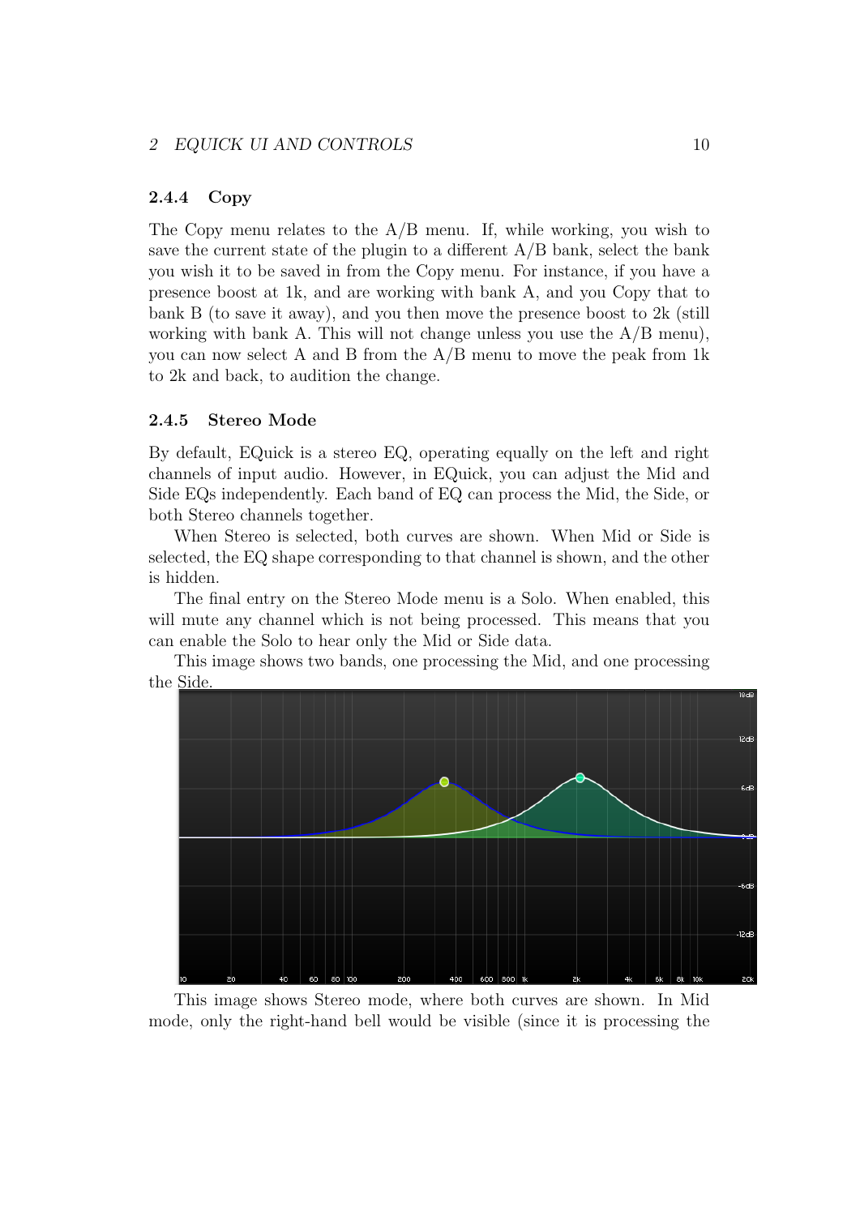### 2.4.4 Copy

The Copy menu relates to the A/B menu. If, while working, you wish to save the current state of the plugin to a different A/B bank, select the bank you wish it to be saved in from the Copy menu. For instance, if you have a presence boost at 1k, and are working with bank A, and you Copy that to bank B (to save it away), and you then move the presence boost to 2k (still working with bank A. This will not change unless you use the A/B menu), you can now select A and B from the A/B menu to move the peak from 1k to 2k and back, to audition the change.

### 2.4.5 Stereo Mode

By default, EQuick is a stereo EQ, operating equally on the left and right channels of input audio. However, in EQuick, you can adjust the Mid and Side EQs independently. Each band of EQ can process the Mid, the Side, or both Stereo channels together.

When Stereo is selected, both curves are shown. When Mid or Side is selected, the EQ shape corresponding to that channel is shown, and the other is hidden.

The final entry on the Stereo Mode menu is a Solo. When enabled, this will mute any channel which is not being processed. This means that you can enable the Solo to hear only the Mid or Side data.

This image shows two bands, one processing the Mid, and one processing the Side.

This image shows Stereo mode, where both curves are shown. In Mid mode, only the right-hand bell would be visible (since it is processing the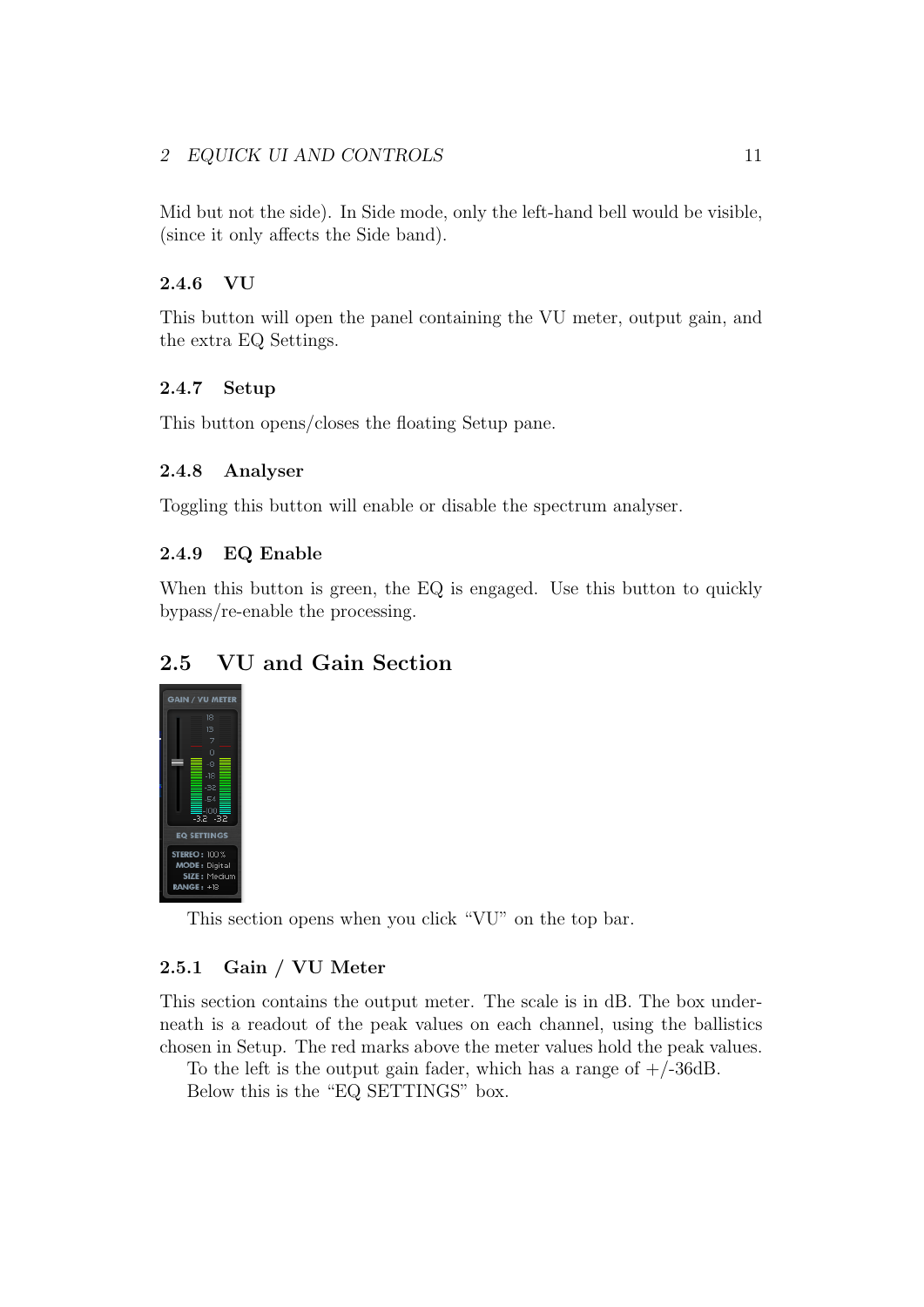Mid but not the side). In Side mode, only the left-hand bell would be visible, (since it only affects the Side band).

### 2.4.6 VU

This button will open the panel containing the VU meter, output gain, and the extra EQ Settings.

### 2.4.7 Setup

This button opens/closes the floating Setup pane.

### 2.4.8 Analyser

Toggling this button will enable or disable the spectrum analyser.

### 2.4.9 EQ Enable

When this button is green, the EQ is engaged. Use this button to quickly bypass/re-enable the processing.

## 2.5 VU and Gain Section

This section opens when you click "VU" on the top bar.

### 2.5.1 Gain / VU Meter

This section contains the output meter. The scale is in dB. The box underneath is a readout of the peak values on each channel, using the ballistics chosen in Setup. The red marks above the meter values hold the peak values.

To the left is the output gain fader, which has a range of +/-36dB.

Below this is the "EQ SETTINGS" box.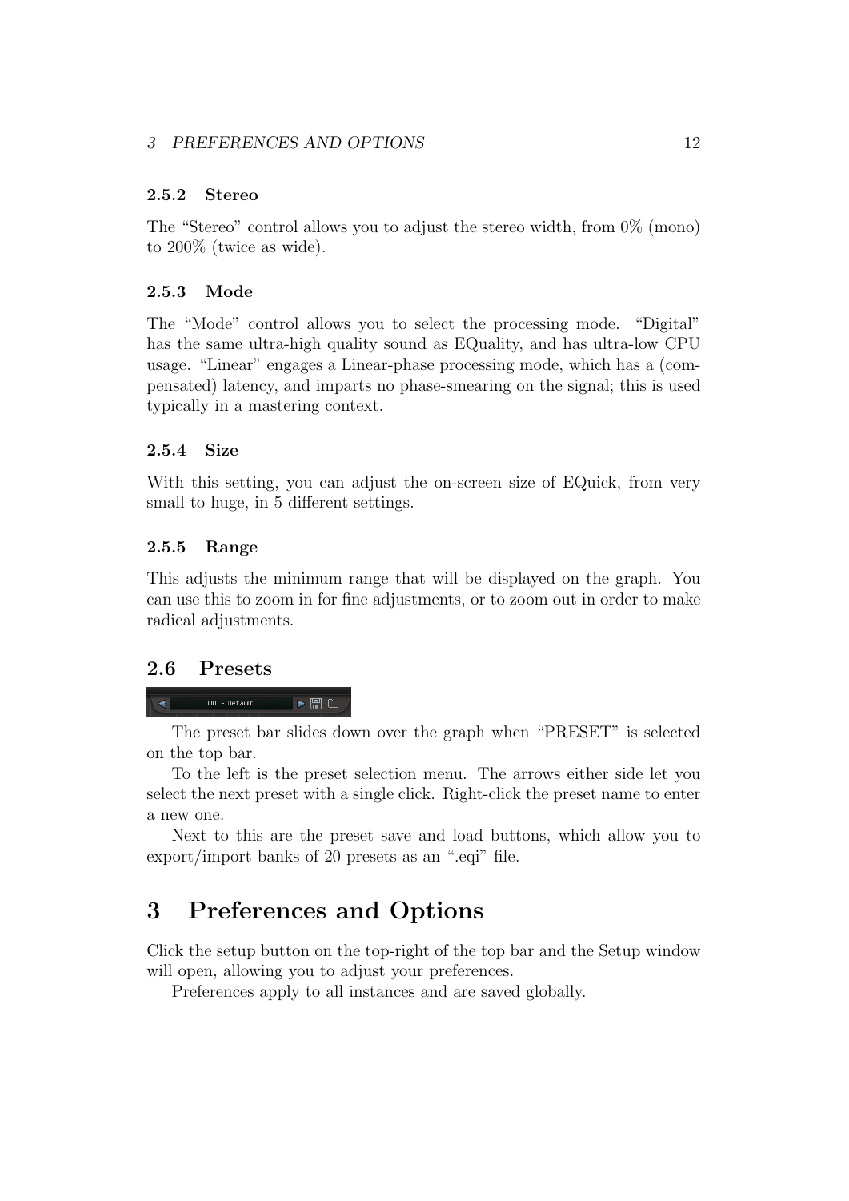### 2.5.2 Stereo

The "Stereo" control allows you to adjust the stereo width, from 0% (mono) to 200% (twice as wide).

### 2.5.3 Mode

The "Mode" control allows you to select the processing mode. "Digital" has the same ultra-high quality sound as EQuality, and has ultra-low CPU usage. "Linear" engages a Linear-phase processing mode, which has a (compensated) latency, and imparts no phase-smearing on the signal; this is used typically in a mastering context.

### 2.5.4 Size

With this setting, you can adjust the on-screen size of EQuick, from very small to huge, in 5 different settings.

### 2.5.5 Range

This adjusts the minimum range that will be displayed on the graph. You can use this to zoom in for fine adjustments, or to zoom out in order to make radical adjustments.

## 2.6 Presets

The preset bar slides down over the graph when "PRESET" is selected on the top bar.

To the left is the preset selection menu. The arrows either side let you select the next preset with a single click. Right-click the preset name to enter a new one.

Next to this are the preset save and load buttons, which allow you to export/import banks of 20 presets as an ".eqi" file.

# 3 Preferences and Options

Click the setup button on the top-right of the top bar and the Setup window will open, allowing you to adjust your preferences.

Preferences apply to all instances and are saved globally.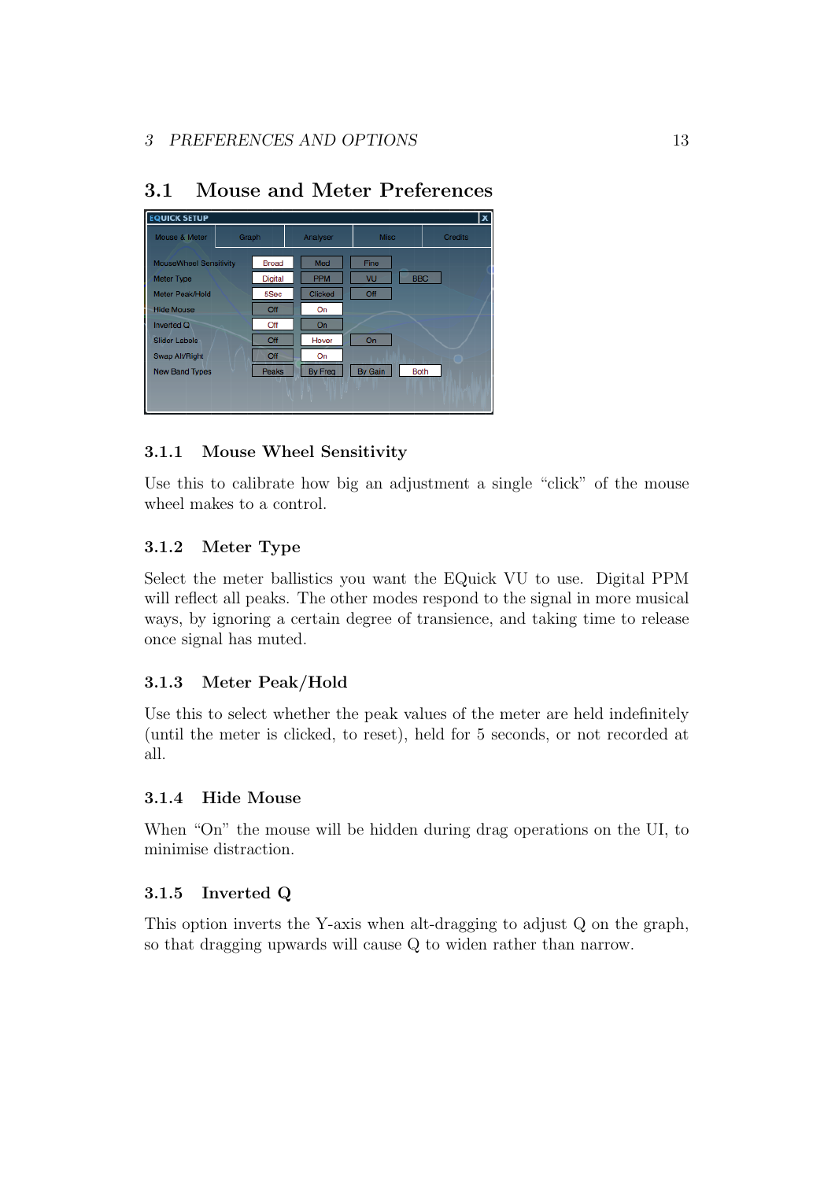## 3.1 Mouse and Meter Preferences

### 3.1.1 Mouse Wheel Sensitivity

Use this to calibrate how big an adjustment a single "click" of the mouse wheel makes to a control.

### 3.1.2 Meter Type

Select the meter ballistics you want the EQuick VU to use. Digital PPM will reflect all peaks. The other modes respond to the signal in more musical ways, by ignoring a certain degree of transience, and taking time to release once signal has muted.

### 3.1.3 Meter Peak/Hold

Use this to select whether the peak values of the meter are held indefinitely (until the meter is clicked, to reset), held for 5 seconds, or not recorded at all.

### 3.1.4 Hide Mouse

When "On" the mouse will be hidden during drag operations on the UI, to minimise distraction.

### 3.1.5 Inverted Q

This option inverts the Y-axis when alt-dragging to adjust Q on the graph, so that dragging upwards will cause Q to widen rather than narrow.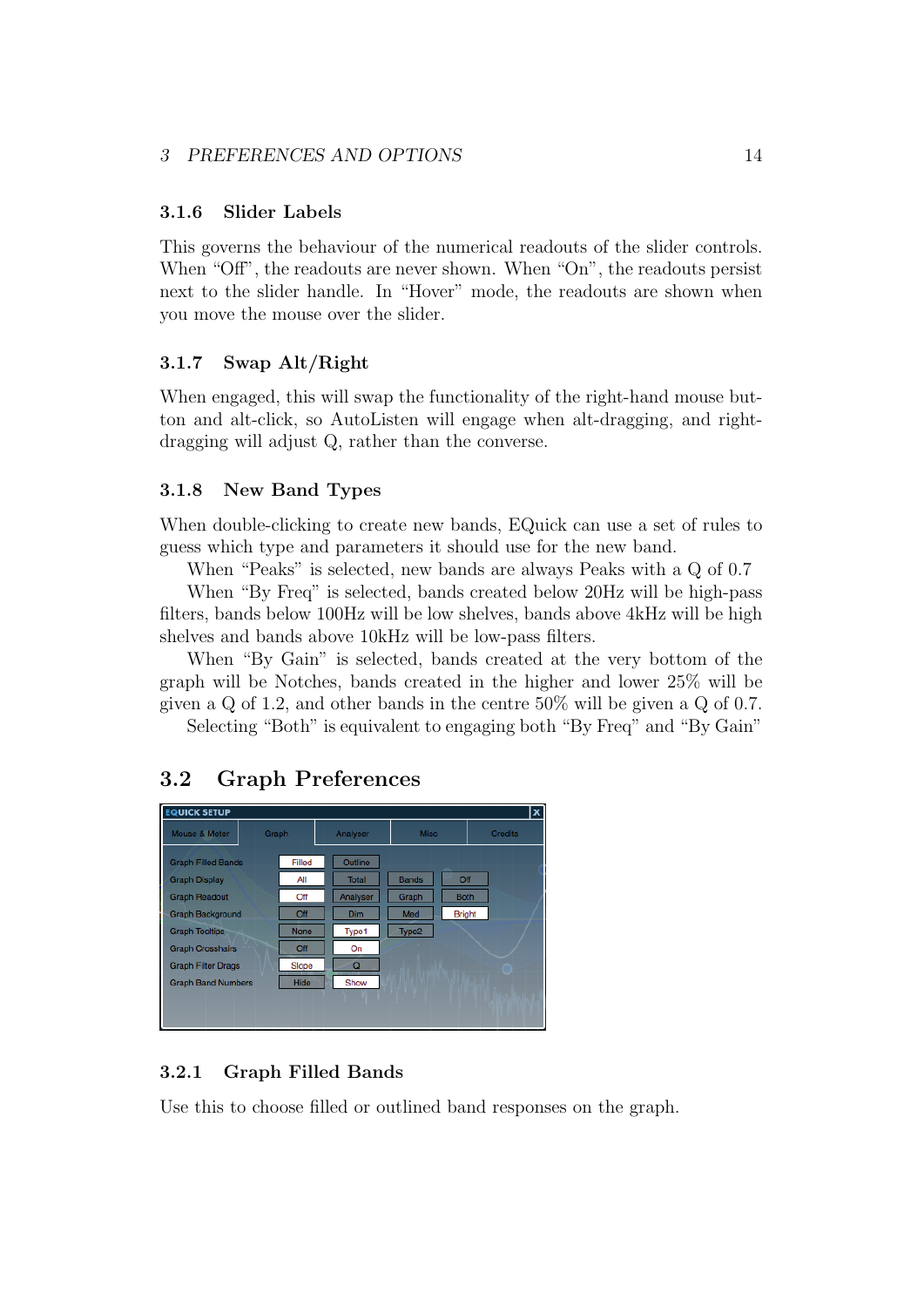### 3.1.6 Slider Labels

This governs the behaviour of the numerical readouts of the slider controls. When "Off", the readouts are never shown. When "On", the readouts persist next to the slider handle. In "Hover" mode, the readouts are shown when you move the mouse over the slider.

### 3.1.7 Swap Alt/Right

When engaged, this will swap the functionality of the right-hand mouse button and alt-click, so AutoListen will engage when alt-dragging, and right-dragging will adjust Q, rather than the converse.

### 3.1.8 New Band Types

When double-clicking to create new bands, EQuick can use a set of rules to guess which type and parameters it should use for the new band.

When "Peaks" is selected, new bands are always Peaks with a Q of 0.7

When "By Freq" is selected, bands created below 20Hz will be high-pass filters, bands below 100Hz will be low shelves, bands above 4kHz will be high shelves and bands above 10kHz will be low-pass filters.

When "By Gain" is selected, bands created at the very bottom of the graph will be Notches, bands created in the higher and lower 25% will be given a Q of 1.2, and other bands in the centre 50% will be given a Q of 0.7.

Selecting "Both" is equivalent to engaging both "By Freq" and "By Gain"

## 3.2 Graph Preferences

| EQUICK SETUP | | | | |
|---|---|---|---|---|
| Mouse & Meter | Graph | Analyser | Misc | Credits |
| Graph Filled Bands | Filled | Outline | | |
| Graph Display | All | Total | Bands | Off |
| Graph Readout | Off | Analyser | Graph | Both |
| Graph Background | Off | Dim | Med | Bright |
| Graph Tooltips | None | Type1 | Type2 | |
| Graph Crosshairs | Off | On | | |
| Graph Filter Drags | Slope | Q | | |
| Graph Band Numbers | Hide | Show | | |

### 3.2.1 Graph Filled Bands

Use this to choose filled or outlined band responses on the graph.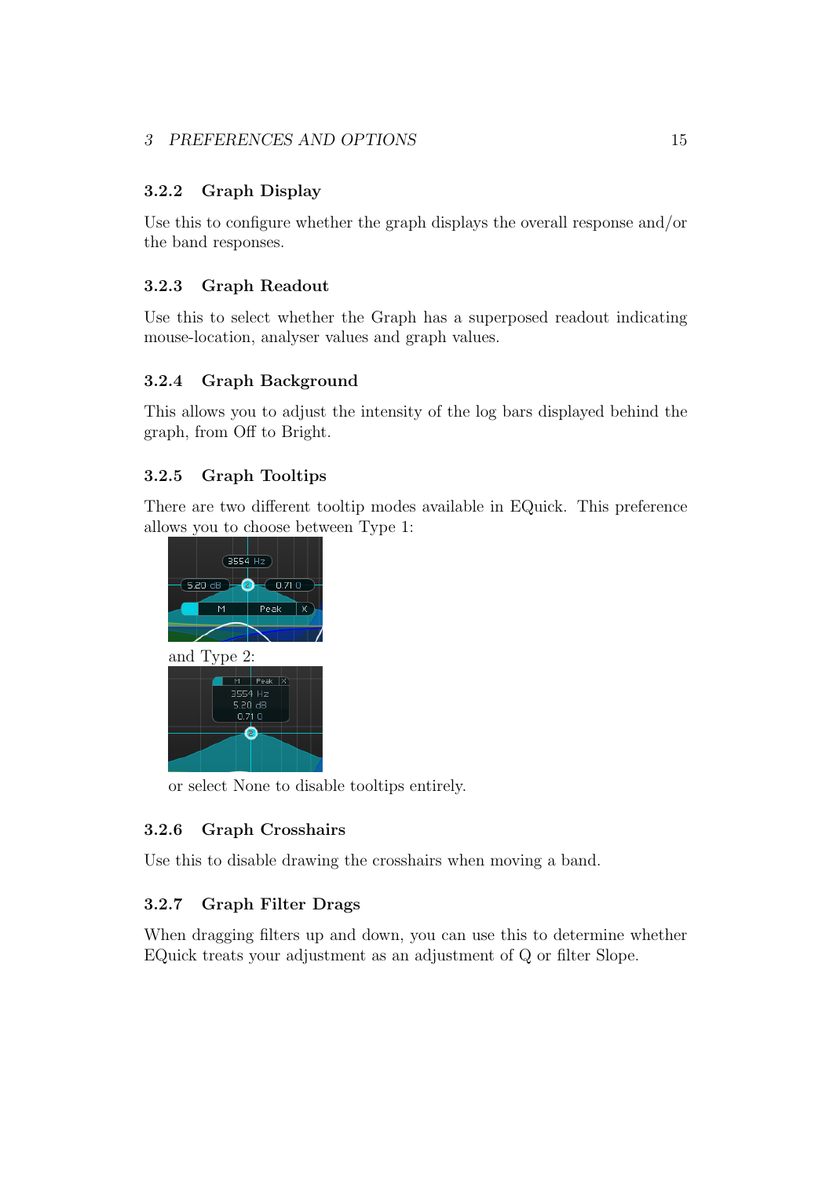### 3.2.2 Graph Display

Use this to configure whether the graph displays the overall response and/or the band responses.

### 3.2.3 Graph Readout

Use this to select whether the Graph has a superposed readout indicating mouse-location, analyser values and graph values.

### 3.2.4 Graph Background

This allows you to adjust the intensity of the log bars displayed behind the graph, from Off to Bright.

### 3.2.5 Graph Tooltips

There are two different tooltip modes available in EQuick. This preference allows you to choose between Type 1:

and Type 2:

or select None to disable tooltips entirely.

### 3.2.6 Graph Crosshairs

Use this to disable drawing the crosshairs when moving a band.

### 3.2.7 Graph Filter Drags

When dragging filters up and down, you can use this to determine whether EQuick treats your adjustment as an adjustment of Q or filter Slope.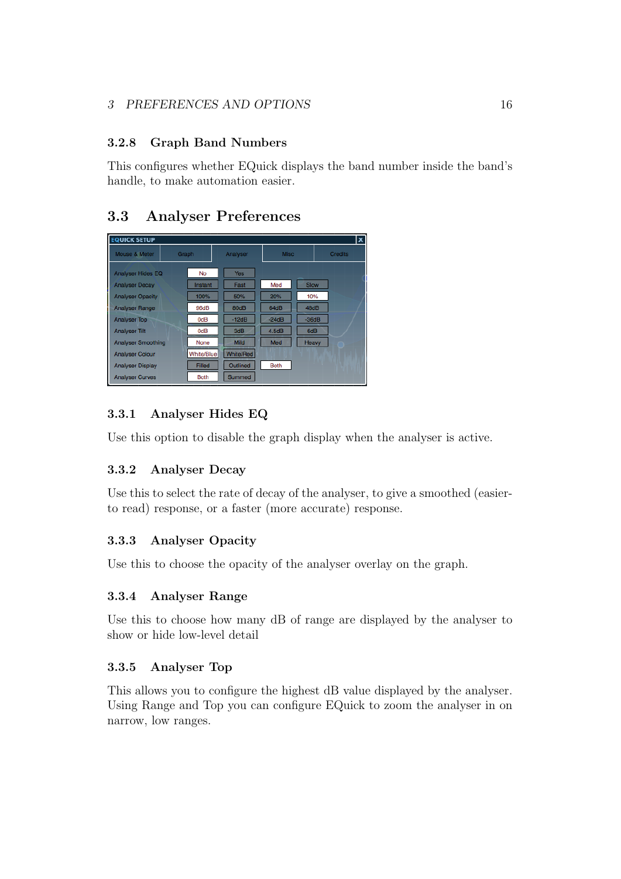### 3.2.8 Graph Band Numbers

This configures whether EQuick displays the band number inside the band's handle, to make automation easier.

## 3.3 Analyser Preferences

### 3.3.1 Analyser Hides EQ

Use this option to disable the graph display when the analyser is active.

### 3.3.2 Analyser Decay

Use this to select the rate of decay of the analyser, to give a smoothed (easier-to read) response, or a faster (more accurate) response.

### 3.3.3 Analyser Opacity

Use this to choose the opacity of the analyser overlay on the graph.

### 3.3.4 Analyser Range

Use this to choose how many dB of range are displayed by the analyser to show or hide low-level detail

### 3.3.5 Analyser Top

This allows you to configure the highest dB value displayed by the analyser. Using Range and Top you can configure EQuick to zoom the analyser in on narrow, low ranges.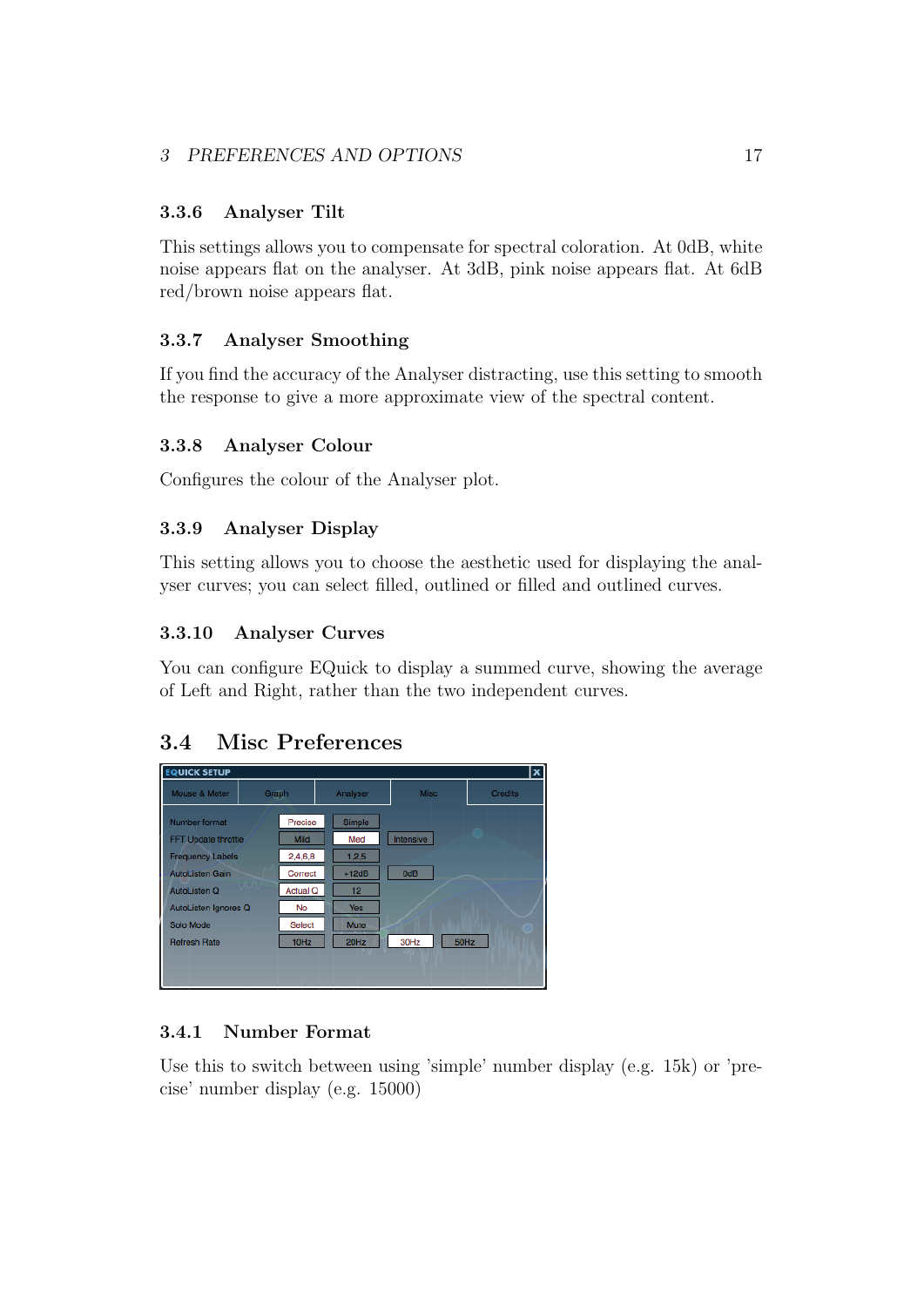### 3.3.6 Analyser Tilt

This settings allows you to compensate for spectral coloration. At 0dB, white noise appears flat on the analyser. At 3dB, pink noise appears flat. At 6dB red/brown noise appears flat.

### 3.3.7 Analyser Smoothing

If you find the accuracy of the Analyser distracting, use this setting to smooth the response to give a more approximate view of the spectral content.

### 3.3.8 Analyser Colour

Configures the colour of the Analyser plot.

### 3.3.9 Analyser Display

This setting allows you to choose the aesthetic used for displaying the analyser curves; you can select filled, outlined or filled and outlined curves.

### 3.3.10 Analyser Curves

You can configure EQuick to display a summed curve, showing the average of Left and Right, rather than the two independent curves.

## 3.4 Misc Preferences

### 3.4.1 Number Format

Use this to switch between using 'simple' number display (e.g. 15k) or 'precise' number display (e.g. 15000)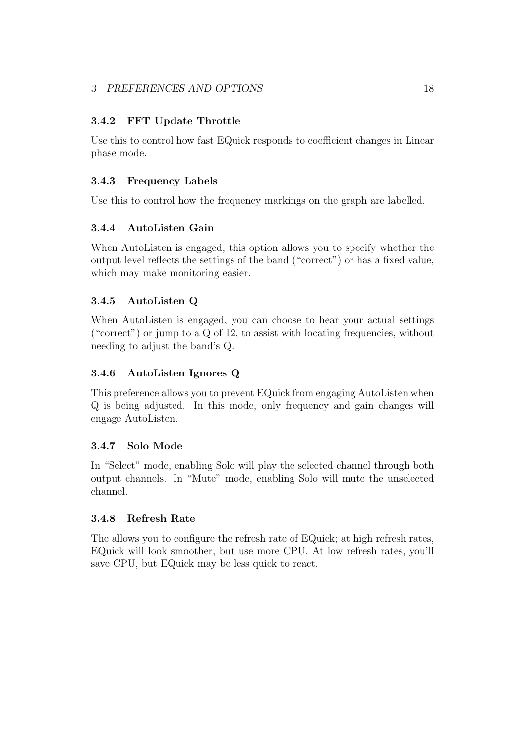### 3.4.2 FFT Update Throttle

Use this to control how fast EQuick responds to coefficient changes in Linear phase mode.

### 3.4.3 Frequency Labels

Use this to control how the frequency markings on the graph are labelled.

### 3.4.4 AutoListen Gain

When AutoListen is engaged, this option allows you to specify whether the output level reflects the settings of the band ("correct") or has a fixed value, which may make monitoring easier.

### 3.4.5 AutoListen Q

When AutoListen is engaged, you can choose to hear your actual settings ("correct") or jump to a Q of 12, to assist with locating frequencies, without needing to adjust the band's Q.

### 3.4.6 AutoListen Ignores Q

This preference allows you to prevent EQuick from engaging AutoListen when Q is being adjusted. In this mode, only frequency and gain changes will engage AutoListen.

### 3.4.7 Solo Mode

In "Select" mode, enabling Solo will play the selected channel through both output channels. In "Mute" mode, enabling Solo will mute the unselected channel.

### 3.4.8 Refresh Rate

The allows you to configure the refresh rate of EQuick; at high refresh rates, EQuick will look smoother, but use more CPU. At low refresh rates, you'll save CPU, but EQuick may be less quick to react.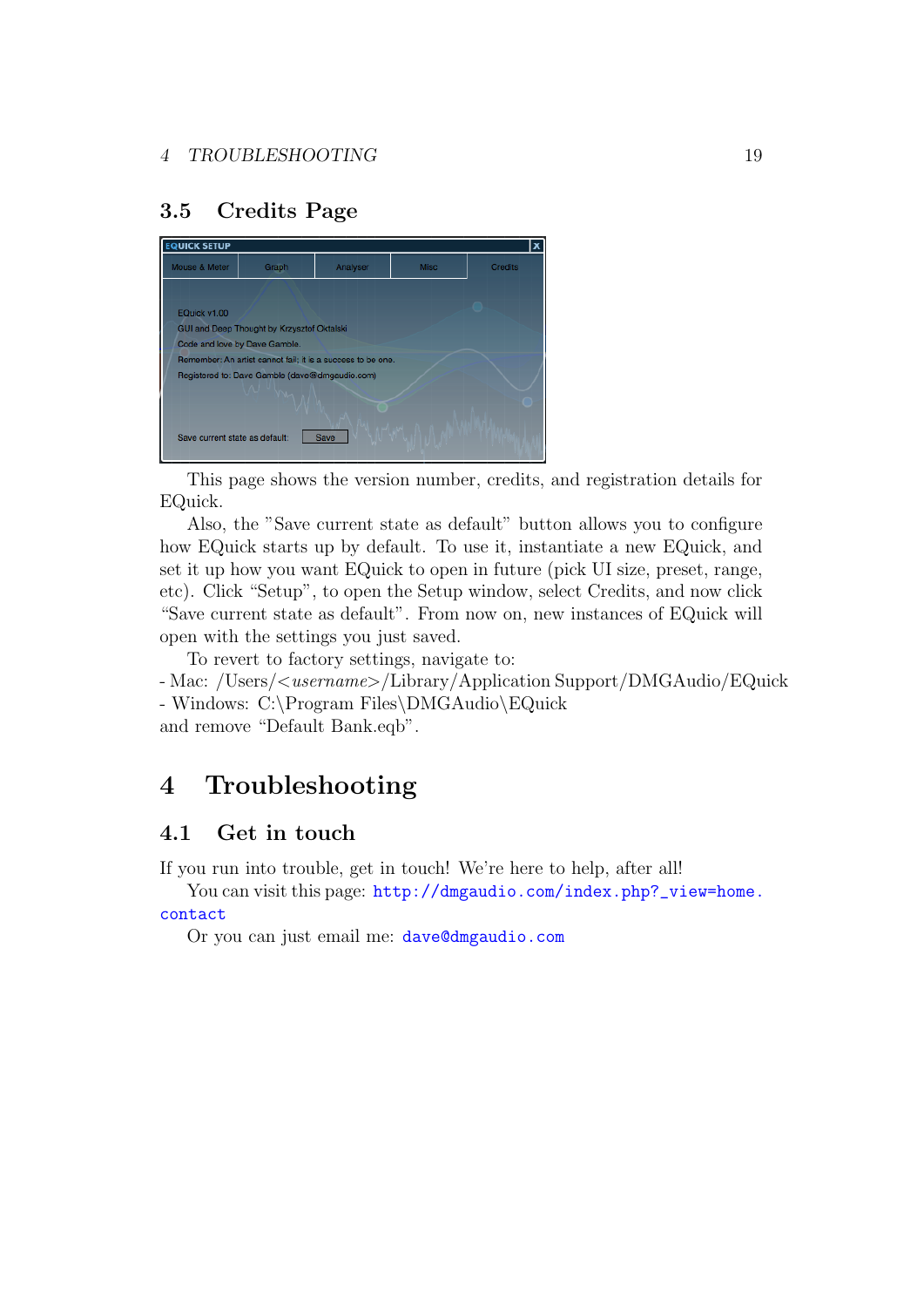## 3.5 Credits Page

This page shows the version number, credits, and registration details for EQuick.

Also, the "Save current state as default" button allows you to configure how EQuick starts up by default. To use it, instantiate a new EQuick, and set it up how you want EQuick to open in future (pick UI size, preset, range, etc). Click "Setup", to open the Setup window, select Credits, and now click "Save current state as default". From now on, new instances of EQuick will open with the settings you just saved.

To revert to factory settings, navigate to:
- Mac: /Users/<*username*>/Library/Application Support/DMGAudio/EQuick
- Windows: C:\Program Files\DMGAudio\EQuick
and remove "Default Bank.eqb".

# 4 Troubleshooting

## 4.1 Get in touch

If you run into trouble, get in touch! We're here to help, after all!

You can visit this page: http://dmgaudio.com/index.php?_view=home.contact

Or you can just email me: dave@dmgaudio.com